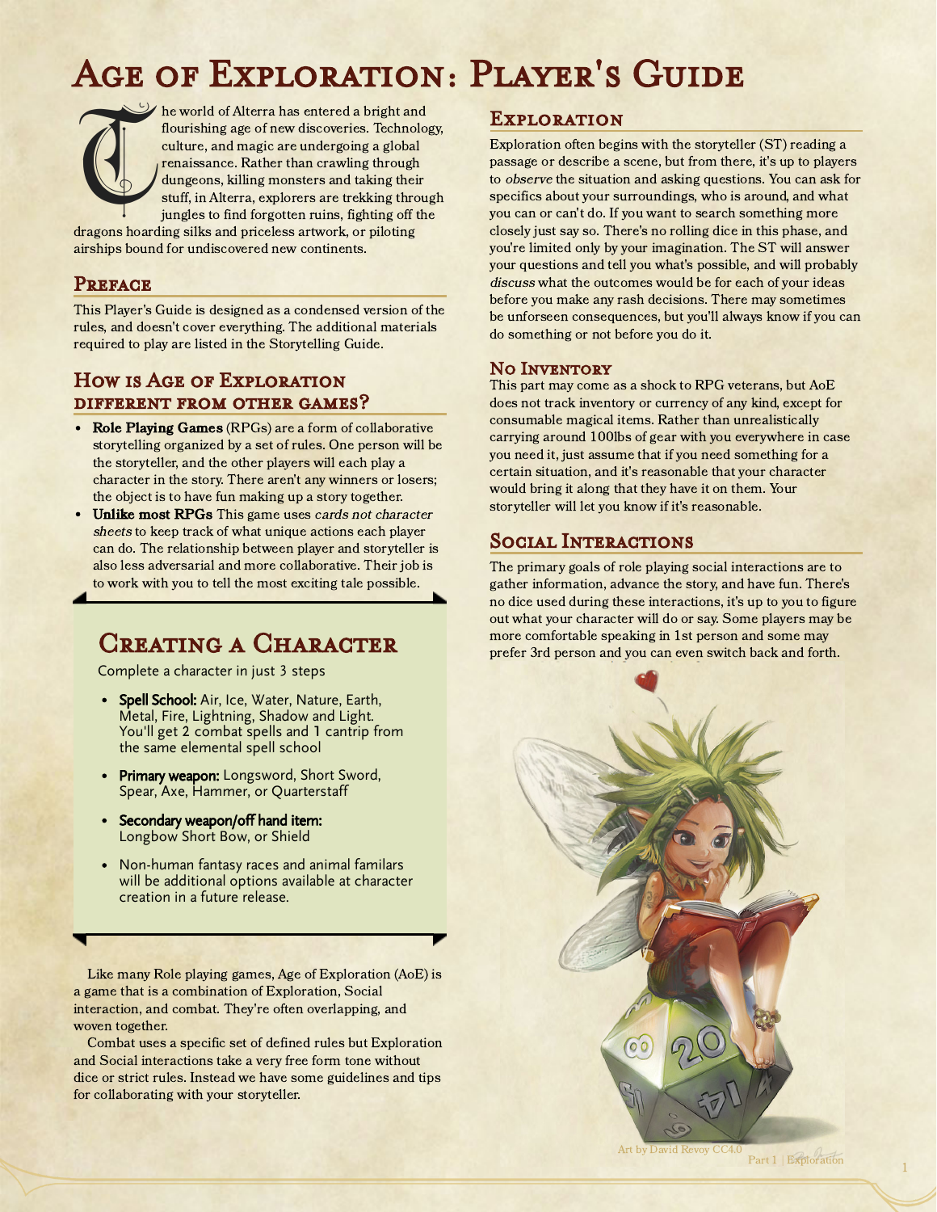# Age of Exploration: Player's Guide

The world of Alterra has entered a bright and flourishing age of new discoveries. Technology, culture, and magic are undergoing a global renaissance. Rather than crawling through dungeons, killing monsters and taking their stuff, in Alterra, explorers are trekking through jungles to find forgotten ruins, fighting off the dragons hoarding silks and priceless artwork, or piloting airships bound for undiscovered new continents.

## Preface

This Player's Guide is designed as a condensed version of the rules, and doesn't cover everything. The additional materials required to play are listed in the Storytelling Guide.

## How is Age of Exploration different from other games?

- **Role Playing Games** (RPGs) are a form of collaborative storytelling organized by a set of rules. One person will be the storyteller, and the other players will each play a character in the story. There aren't any winners or losers; the object is to have fun making up a story together.
- **Unlike most RPGs** This game uses *cards not character sheets* to keep track of what unique actions each player can do. The relationship between player and storyteller is also less adversarial and more collaborative. Their job is to work with you to tell the most exciting tale possible.

## Creating a Character

Complete a character in just 3 steps

- **Spell School:** Air, Ice, Water, Nature, Earth, Metal, Fire, Lightning, Shadow and Light. You'll get 2 combat spells and 1 cantrip from the same elemental spell school
- **Primary weapon:** Longsword, Short Sword, Spear, Axe, Hammer, or Quarterstaff
- **Secondary weapon/off hand item:** Longbow Short Bow, or Shield
- Non-human fantasy races and animal familars will be additional options available at character creation in a future release.

Like many Role playing games, Age of Exploration (AoE) is a game that is a combination of Exploration, Social interaction, and combat. They're often overlapping, and woven together.

Combat uses a specific set of defined rules but Exploration and Social interactions take a very free form tone without dice or strict rules. Instead we have some guidelines and tips for collaborating with your storyteller.

## Exploration

Exploration often begins with the storyteller (ST) reading a passage or describe a scene, but from there, it's up to players to *observe* the situation and asking questions. You can ask for specifics about your surroundings, who is around, and what you can or can't do. If you want to search something more closely just say so. There's no rolling dice in this phase, and you're limited only by your imagination. The ST will answer your questions and tell you what's possible, and will probably *discuss* what the outcomes would be for each of your ideas before you make any rash decisions. There may sometimes be unforseen consequences, but you'll always know if you can do something or not before you do it.

### No Inventory

This part may come as a shock to RPG veterans, but AoE does not track inventory or currency of any kind, except for consumable magical items. Rather than unrealistically carrying around 100lbs of gear with you everywhere in case you need it, just assume that if you need something for a certain situation, and it's reasonable that your character would bring it along that they have it on them. Your storyteller will let you know if it's reasonable.

## Social Interactions

The primary goals of role playing social interactions are to gather information, advance the story, and have fun. There's no dice used during these interactions, it's up to you to figure out what your character will do or say. Some players may be more comfortable speaking in 1st person and some may prefer 3rd person and you can even switch back and forth.

Art by David Revoy CC4.0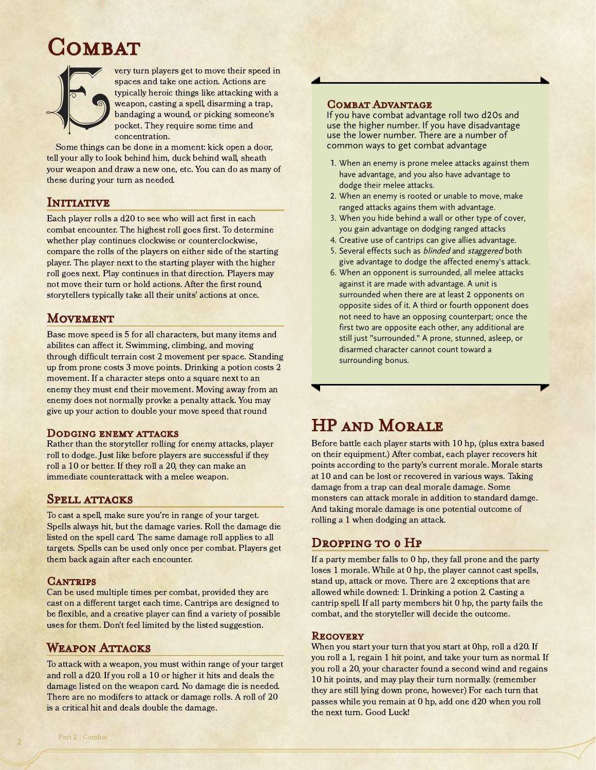# Combat

Every turn players get to move their speed in spaces and take one action. Actions are typically heroic things like attacking with a weapon, casting a spell, disarming a trap, bandaging a wound, or picking someone's pocket. They require some time and concentration.

Some things can be done in a moment: kick open a door, tell your ally to look behind him, duck behind wall, sheath your weapon and draw a new one, etc. You can do as many of these during your turn as needed.

## Initiative

Each player rolls a d20 to see who will act first in each combat encounter. The highest roll goes first. To determine whether play continues clockwise or counterclockwise, compare the rolls of the players on either side of the starting player. The player next to the starting player with the higher roll goes next. Play continues in that direction. Players may not move their turn or hold actions. After the first round, storytellers typically take all their units' actions at once.

## Movement

Base move speed is 5 for all characters, but many items and abilites can affect it. Swimming, climbing, and moving through difficult terrain cost 2 movement per space. Standing up from prone costs 3 move points. Drinking a potion costs 2 movement. If a character steps onto a square next to an enemy they must end their movement. Moving away from an enemy does not normally provke a penalty attack. You may give up your action to double your move speed that round

### Dodging enemy attacks

Rather than the storyteller rolling for enemy attacks, player roll to dodge. Just like before players are successful if they roll a 10 or better. If they roll a 20, they can make an immediate counterattack with a melee weapon.

## Spell attacks

To cast a spell, make sure you're in range of your target. Spells always hit, but the damage varies. Roll the damage die listed on the spell card. The same damage roll applies to all targets. Spells can be used only once per combat. Players get them back again after each encounter.

### Cantrips

Can be used multiple times per combat, provided they are cast on a different target each time. Cantrips are designed to be flexible, and a creative player can find a variety of possible uses for them. Don't feel limited by the listed suggestion.

## Weapon Attacks

To attack with a weapon, you must within range of your target and roll a d20. If you roll a 10 or higher it hits and deals the damage listed on the weapon card. No damage die is needed. There are no modifers to attack or damage rolls. A roll of 20 is a critical hit and deals double the damage.

### Combat Advantage

If you have combat advantage roll two d20s and use the higher number. If you have disadvantage use the lower number. There are a number of common ways to get combat advantage

1. When an enemy is prone melee attacks against them have advantage, and you also have advantage to dodge their melee attacks.
2. When an enemy is rooted or unable to move, make ranged attacks agains them with advantage.
3. When you hide behind a wall or other type of cover, you gain advantage on dodging ranged attacks
4. Creative use of cantrips can give allies advantage.
5. Several effects such as *blinded* and *staggered* both give advantage to dodge the affected enemy's attack.
6. When an opponent is surrounded, all melee attacks against it are made with advantage. A unit is surrounded when there are at least 2 opponents on opposite sides of it. A third or fourth opponent does not need to have an opposing counterpart; once the first two are opposite each other, any additional are still just "surrounded." A prone, stunned, asleep, or disarmed character cannot count toward a surrounding bonus.

# HP and Morale

Before battle each player starts with 10 hp, (plus extra based on their equipment.) After combat, each player recovers hit points according to the party's current morale. Morale starts at 10 and can be lost or recovered in various ways. Taking damage from a trap can deal morale damage. Some monsters can attack morale in addition to standard damge. And taking morale damage is one potential outcome of rolling a 1 when dodging an attack.

## Dropping to 0 Hp

If a party member falls to 0 hp, they fall prone and the party loses 1 morale. While at 0 hp, the player cannot cast spells, stand up, attack or move. There are 2 exceptions that are allowed while downed: 1. Drinking a potion 2. Casting a cantrip spell. If all party members hit 0 hp, the party fails the combat, and the storyteller will decide the outcome.

### Recovery

When you start your turn that you start at 0hp, roll a d20. If you roll a 1, regain 1 hit point, and take your turn as normal. If you roll a 20, your character found a second wind and regains 10 hit points, and may play their turn normally. (remember they are still lying down prone, however) For each turn that passes while you remain at 0 hp, add one d20 when you roll the next turn. Good Luck!